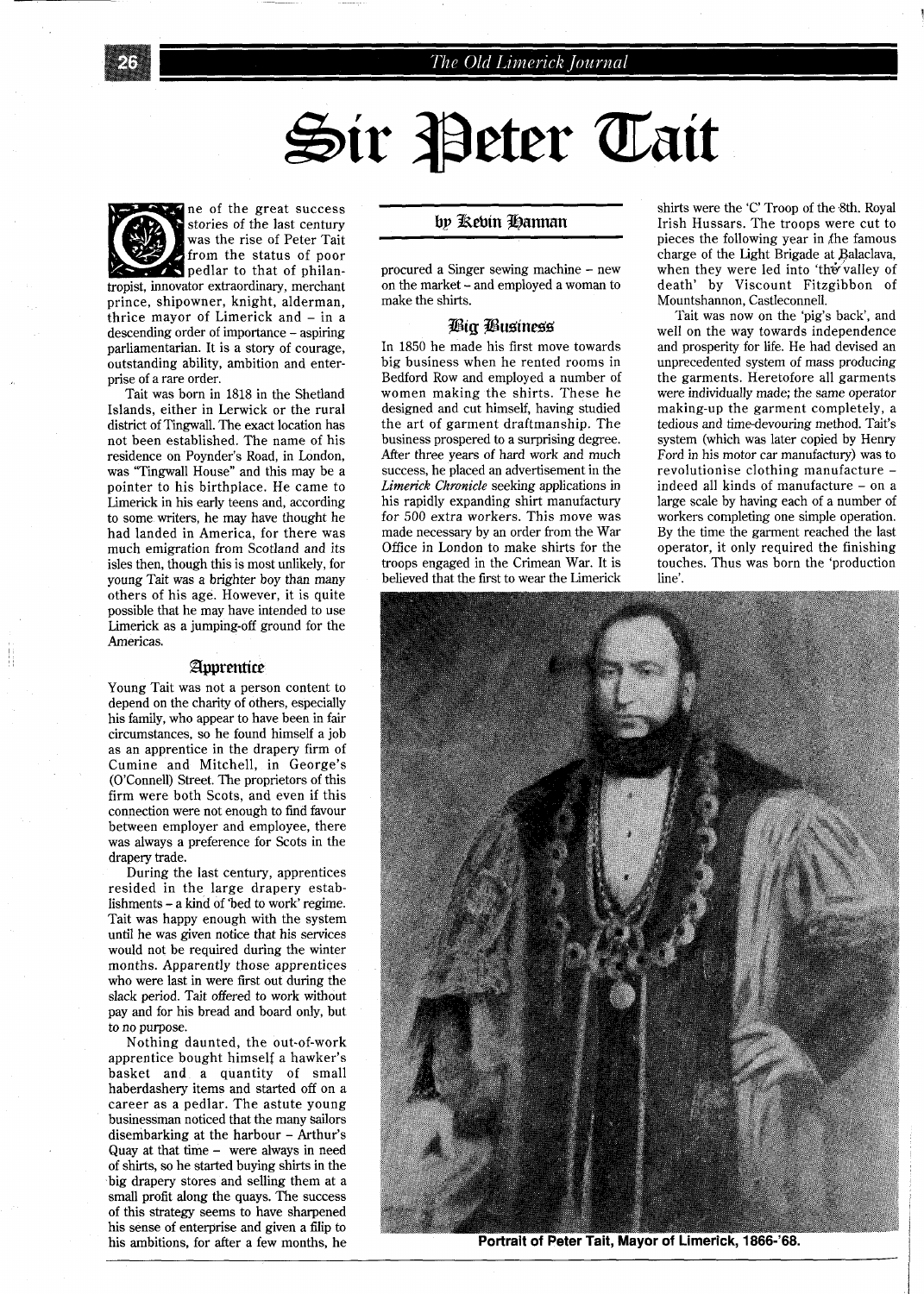# Sir Peter Tait

by Kevin Hannan

One of the great success stories of the last century was the rise of Peter Tait from the status of poor pedlar to that of philantropist, innovator extraordinary, merchant prince, shipowner, knight, alderman, thrice mayor of Limerick and – in a descending order of importance – aspiring parliamentarian. It is a story of courage, outstanding ability, ambition and enterprise of a rare order.

Tait was born in 1818 in the Shetland Islands, either in Lerwick or the rural district of Tingwall. The exact location has not been established. The name of his residence on Poynder's Road, in London, was "Tingwall House" and this may be a pointer to his birthplace. He came to Limerick in his early teens and, according to some writers, he may have thought he had landed in America, for there was much emigration from Scotland and its isles then, though this is most unlikely, for young Tait was a brighter boy than many others of his age. However, it is quite possible that he may have intended to use Limerick as a jumping-off ground for the Americas.

## Apprentice

Young Tait was not a person content to depend on the charity of others, especially his family, who appear to have been in fair circumstances, so he found himself a job as an apprentice in the drapery firm of Cumine and Mitchell, in George's (O'Connell) Street. The proprietors of this firm were both Scots, and even if this connection were not enough to find favour between employer and employee, there was always a preference for Scots in the drapery trade.

During the last century, apprentices resided in the large drapery establishments – a kind of 'bed to work' regime. Tait was happy enough with the system until he was given notice that his services would not be required during the winter months. Apparently those apprentices who were last in were first out during the slack period. Tait offered to work without pay and for his bread and board only, but to no purpose.

Nothing daunted, the out-of-work apprentice bought himself a hawker's basket and a quantity of small haberdashery items and started off on a career as a pedlar. The astute young businessman noticed that the many sailors disembarking at the harbour – Arthur's Quay at that time – were always in need of shirts, so he started buying shirts in the big drapery stores and selling them at a small profit along the quays. The success of this strategy seems to have sharpened his sense of enterprise and given a filip to his ambitions, for after a few months, he procured a Singer sewing machine – new on the market – and employed a woman to make the shirts.

## Big Business

In 1850 he made his first move towards big business when he rented rooms in Bedford Row and employed a number of women making the shirts. These he designed and cut himself, having studied the art of garment draftmanship. The business prospered to a surprising degree. After three years of hard work and much success, he placed an advertisement in the *Limerick Chronicle* seeking applications in his rapidly expanding shirt manufactury for 500 extra workers. This move was made necessary by an order from the War Office in London to make shirts for the troops engaged in the Crimean War. It is believed that the first to wear the Limerick shirts were the 'C' Troop of the 8th. Royal Irish Hussars. The troops were cut to pieces the following year in the famous charge of the Light Brigade at Balaclava, when they were led into 'the valley of death' by Viscount Fitzgibbon of Mountshannon, Castleconnell.

Tait was now on the 'pig's back', and well on the way towards independence and prosperity for life. He had devised an unprecedented system of mass producing the garments. Heretofore all garments were individually made; the same operator making-up the garment completely, a tedious and time-devouring method. Tait's system (which was later copied by Henry Ford in his motor car manufactury) was to revolutionise clothing manufacture – indeed all kinds of manufacture – on a large scale by having each of a number of workers completing one simple operation. By the time the garment reached the last operator, it only required the finishing touches. Thus was born the 'production line'.

Portrait of Peter Tait, Mayor of Limerick, 1866-'68.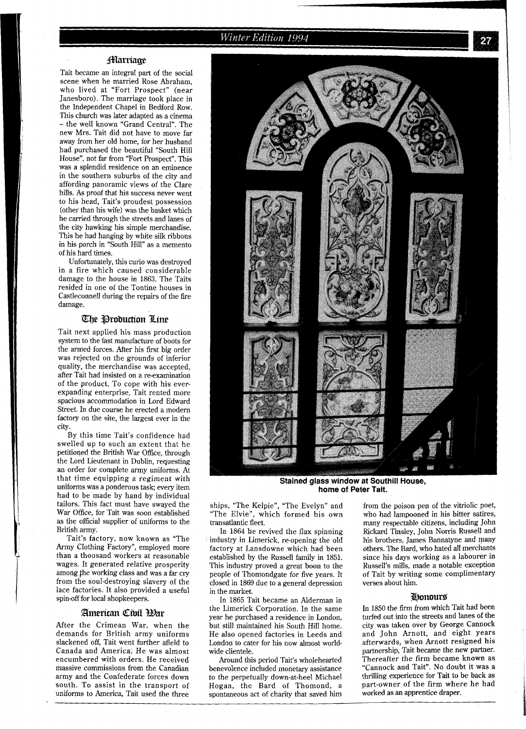## Marriage

Tait became an integral part of the social scene when he married Rose Abraham, who lived at "Fort Prospect" (near Janesboro). The marriage took place in the Independent Chapel in Bedford Row. This church was later adapted as a cinema – the well known "Grand Central". The new Mrs. Tait did not have to move far away from her old home, for her husband had purchased the beautiful "South Hill House", not far from "Fort Prospect". This was a splendid residence on an eminence in the southern suburbs of the city and affording panoramic views of the Clare hills. As proof that his success never went to his head, Tait's proudest possession (other than his wife) was the basket which he carried through the streets and lanes of the city hawking his simple merchandise. This he had hanging by white silk ribbons in his porch in "South Hill" as a memento of his hard times.

Unfortunately, this curio was destroyed in a fire which caused considerable damage to the house in 1863. The Taits resided in one of the Tontine houses in Castleconnell during the repairs of the fire damage.

## The Production Line

Tait next applied his mass production system to the fast manufacture of boots for the armed forces. After his first big order was rejected on the grounds of inferior quality, the merchandise was accepted, after Tait had insisted on a re-examination of the product. To cope with his ever-expanding enterprise, Tait rented more spacious accommodation in Lord Edward Street. In due course he erected a modern factory on the site, the largest ever in the city.

By this time Tait's confidence had swelled up to such an extent that he petitioned the British War Office, through the Lord Lieutenant in Dublin, requesting an order for complete army uniforms. At that time equipping a regiment with uniforms was a ponderous task; every item had to be made by hand by individual tailors. This fact must have swayed the War Office, for Tait was soon established as the official supplier of uniforms to the British army.

Tait's factory, now known as "The Army Clothing Factory", employed more than a thousand workers at reasonable wages. It generated relative prosperity among the working class and was a far cry from the soul-destroying slavery of the lace factories. It also provided a useful spin-off for local shopkeepers.

## American Civil War

After the Crimean War, when the demands for British army uniforms slackened off, Tait went further afield to Canada and America. He was almost encumbered with orders. He received massive commissions from the Canadian army and the Confederate forces down south. To assist in the transport of uniforms to America, Tait used the three ships, "The Kelpie", "The Evelyn" and "The Elvie", which formed his own transatlantic fleet.

In 1864 he revived the flax spinning industry in Limerick, re-opening the old factory at Lansdowne which had been established by the Russell family in 1851. This industry proved a great boon to the people of Thomondgate for five years. It closed in 1869 due to a general depression in the market.

In 1865 Tait became an Alderman in the Limerick Corporation. In the same year he purchased a residence in London, but still maintained his South Hill home. He also opened factories in Leeds and London to cater for his now almost world-wide clientele.

Around this period Tait's wholehearted benevolence included monetary assistance to the perpetually down-at-heel Michael Hogan, the Bard of Thomond, a spontaneous act of charity that saved him from the poison pen of the vitriolic poet, who had lampooned in his bitter satires, many respectable citizens, including John Rickard Tinsley, John Norris Russell and his brothers, James Bannatyne and many others. The Bard, who hated all merchants since his days working as a labourer in Russell's mills, made a notable exception of Tait by writing some complimentary verses about him.

**Stained glass window at Southill House, home of Peter Tait.**

## Honours

In 1850 the firm from which Tait had been turfed out into the streets and lanes of the city was taken over by George Cannock and John Arnott, and eight years afterwards, when Arnott resigned his partnership, Tait became the new partner. Thereafter the firm became known as "Cannock and Tait". No doubt it was a thrilling experience for Tait to be back as part-owner of the firm where he had worked as an apprentice draper.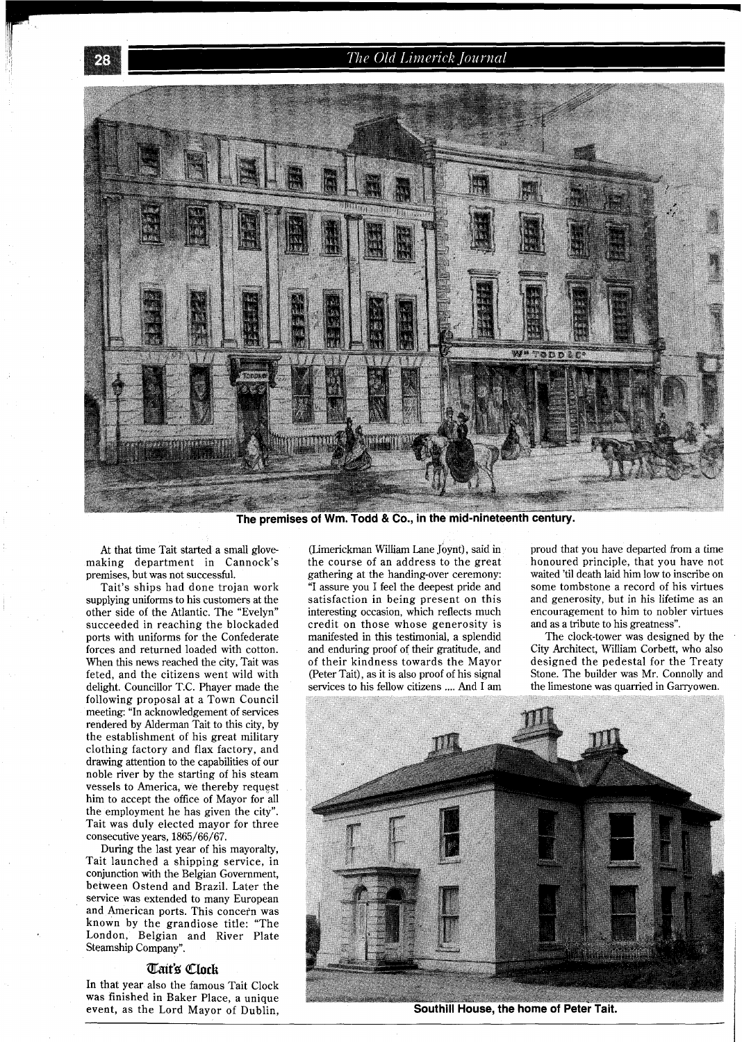The premises of Wm. Todd & Co., in the mid-nineteenth century.

At that time Tait started a small glove-making department in Cannock's premises, but was not successful.

Tait's ships had done trojan work supplying uniforms to his customers at the other side of the Atlantic. The "Evelyn" succeeded in reaching the blockaded ports with uniforms for the Confederate forces and returned loaded with cotton. When this news reached the city, Tait was feted, and the citizens went wild with delight. Councillor T.C. Phayer made the following proposal at a Town Council meeting: "In acknowledgement of services rendered by Alderman Tait to this city, by the establishment of his great military clothing factory and flax factory, and drawing attention to the capabilities of our noble river by the starting of his steam vessels to America, we thereby request him to accept the office of Mayor for all the employment he has given the city". Tait was duly elected mayor for three consecutive years, 1865/66/67.

During the last year of his mayoralty, Tait launched a shipping service, in conjunction with the Belgian Government, between Ostend and Brazil. Later the service was extended to many European and American ports. This concern was known by the grandiose title: "The London, Belgian and River Plate Steamship Company".

## Tait's Clock

In that year also the famous Tait Clock was finished in Baker Place, a unique event, as the Lord Mayor of Dublin, (Limerickman William Lane Joynt), said in the course of an address to the great gathering at the handing-over ceremony: "I assure you I feel the deepest pride and satisfaction in being present on this interesting occasion, which reflects much credit on those whose generosity is manifested in this testimonial, a splendid and enduring proof of their gratitude, and of their kindness towards the Mayor (Peter Tait), as it is also proof of his signal services to his fellow citizens .... And I am proud that you have departed from a time honoured principle, that you have not waited 'til death laid him low to inscribe on some tombstone a record of his virtues and generosity, but in his lifetime as an encouragement to him to nobler virtues and as a tribute to his greatness".

The clock-tower was designed by the City Architect, William Corbett, who also designed the pedestal for the Treaty Stone. The builder was Mr. Connolly and the limestone was quarried in Garryowen.

Southill House, the home of Peter Tait.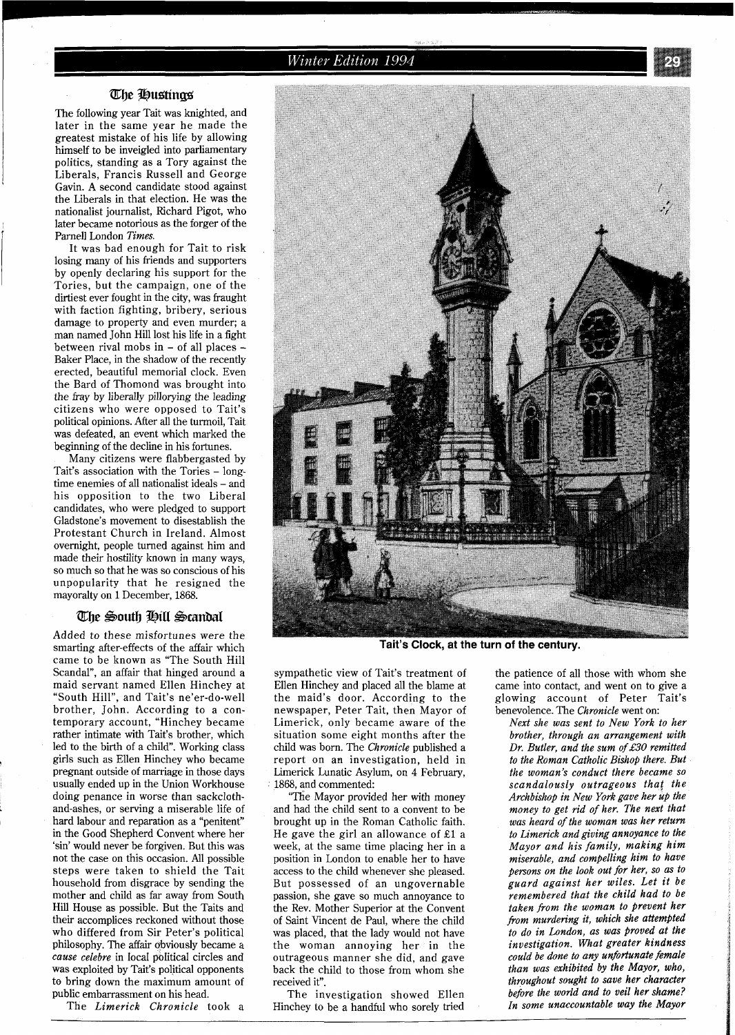## The Hustings

The following year Tait was knighted, and later in the same year he made the greatest mistake of his life by allowing himself to be inveigled into parliamentary politics, standing as a Tory against the Liberals, Francis Russell and George Gavin. A second candidate stood against the Liberals in that election. He was the nationalist journalist, Richard Pigot, who later became notorious as the forger of the Parnell London *Times*.

It was bad enough for Tait to risk losing many of his friends and supporters by openly declaring his support for the Tories, but the campaign, one of the dirtiest ever fought in the city, was fraught with faction fighting, bribery, serious damage to property and even murder; a man named John Hill lost his life in a fight between rival mobs in – of all places – Baker Place, in the shadow of the recently erected, beautiful memorial clock. Even the Bard of Thomond was brought into the fray by liberally pillorying the leading citizens who were opposed to Tait's political opinions. After all the turmoil, Tait was defeated, an event which marked the beginning of the decline in his fortunes.

Many citizens were flabbergasted by Tait's association with the Tories – long-time enemies of all nationalist ideals – and his opposition to the two Liberal candidates, who were pledged to support Gladstone's movement to disestablish the Protestant Church in Ireland. Almost overnight, people turned against him and made their hostility known in many ways, so much so that he was so conscious of his unpopularity that he resigned the mayoralty on 1 December, 1868.

## The South Hill Scandal

Added to these misfortunes were the smarting after-effects of the affair which came to be known as "The South Hill Scandal", an affair that hinged around a maid servant named Ellen Hinchey at "South Hill", and Tait's ne'er-do-well brother, John. According to a contemporary account, "Hinchey became rather intimate with Tait's brother, which led to the birth of a child". Working class girls such as Ellen Hinchey who became pregnant outside of marriage in those days usually ended up in the Union Workhouse doing penance in worse than sackcloth-and-ashes, or serving a miserable life of hard labour and reparation as a "penitent" in the Good Shepherd Convent where her 'sin' would never be forgiven. But this was not the case on this occasion. All possible steps were taken to shield the Tait household from disgrace by sending the mother and child as far away from South Hill House as possible. But the Taits and their accomplices reckoned without those who differed from Sir Peter's political philosophy. The affair obviously became a *cause celebre* in local political circles and was exploited by Tait's political opponents to bring down the maximum amount of public embarrassment on his head.

The *Limerick Chronicle* took a sympathetic view of Tait's treatment of Ellen Hinchey and placed all the blame at the maid's door. According to the newspaper, Peter Tait, then Mayor of Limerick, only became aware of the situation some eight months after the child was born. The *Chronicle* published a report on an investigation, held in Limerick Lunatic Asylum, on 4 February, 1868, and commented:

"The Mayor provided her with money and had the child sent to a convent to be brought up in the Roman Catholic faith. He gave the girl an allowance of £1 a week, at the same time placing her in a position in London to enable her to have access to the child whenever she pleased. But possessed of an ungovernable passion, she gave so much annoyance to the Rev. Mother Superior at the Convent of Saint Vincent de Paul, where the child was placed, that the lady would not have the woman annoying her in the outrageous manner she did, and gave back the child to those from whom she received it".

The investigation showed Ellen Hinchey to be a handful who sorely tried the patience of all those with whom she came into contact, and went on to give a glowing account of Peter Tait's benevolence. The *Chronicle* went on:

> *Next she was sent to New York to her brother, through an arrangement with Dr. Butler, and the sum of £30 remitted to the Roman Catholic Bishop there. But the woman's conduct there became so scandalously outrageous that the Archbishop in New York gave her up the money to get rid of her. The next that was heard of the woman was her return to Limerick and giving annoyance to the Mayor and his family, making him miserable, and compelling him to have persons on the look out for her, so as to guard against her wiles. Let it be remembered that the child had to be taken from the woman to prevent her from murdering it, which she attempted to do in London, as was proved at the investigation. What greater kindness could be done to any unfortunate female than was exhibited by the Mayor, who, throughout sought to save her character before the world and to veil her shame? In some unaccountable way the Mayor*

**Tait's Clock, at the turn of the century.**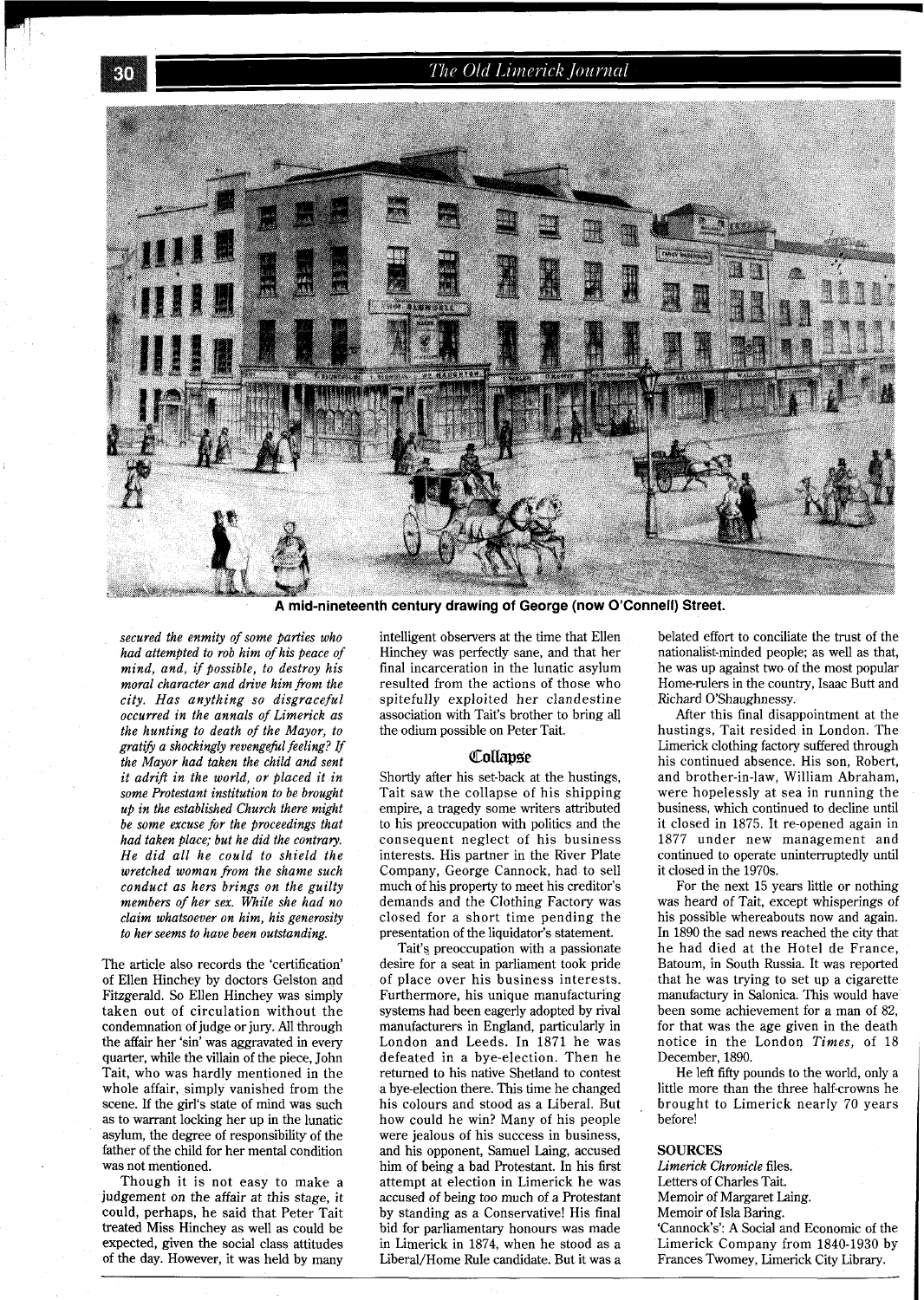A mid-nineteenth century drawing of George (now O'Connell) Street.

*secured the enmity of some parties who had attempted to rob him of his peace of mind, and, if possible, to destroy his moral character and drive him from the city. Has anything so disgraceful occurred in the annals of Limerick as the hunting to death of the Mayor, to gratify a shockingly revengeful feeling? If the Mayor had taken the child and sent it adrift in the world, or placed it in some Protestant institution to be brought up in the established Church there might be some excuse for the proceedings that had taken place; but he did the contrary. He did all he could to shield the wretched woman from the shame such conduct as hers brings on the guilty members of her sex. While she had no claim whatsoever on him, his generosity to her seems to have been outstanding.*

The article also records the 'certification' of Ellen Hinchey by doctors Gelston and Fitzgerald. So Ellen Hinchey was simply taken out of circulation without the condemnation of judge or jury. All through the affair her 'sin' was aggravated in every quarter, while the villain of the piece, John Tait, who was hardly mentioned in the whole affair, simply vanished from the scene. If the girl's state of mind was such as to warrant locking her up in the lunatic asylum, the degree of responsibility of the father of the child for her mental condition was not mentioned.

Though it is not easy to make a judgement on the affair at this stage, it could, perhaps, he said that Peter Tait treated Miss Hinchey as well as could be expected, given the social class attitudes of the day. However, it was held by many intelligent observers at the time that Ellen Hinchey was perfectly sane, and that her final incarceration in the lunatic asylum resulted from the actions of those who spitefully exploited her clandestine association with Tait's brother to bring all the odium possible on Peter Tait.

## Collapse

Shortly after his set-back at the hustings, Tait saw the collapse of his shipping empire, a tragedy some writers attributed to his preoccupation with politics and the consequent neglect of his business interests. His partner in the River Plate Company, George Cannock, had to sell much of his property to meet his creditor's demands and the Clothing Factory was closed for a short time pending the presentation of the liquidator's statement.

Tait's preoccupation with a passionate desire for a seat in parliament took pride of place over his business interests. Furthermore, his unique manufacturing systems had been eagerly adopted by rival manufacturers in England, particularly in London and Leeds. In 1871 he was defeated in a bye-election. Then he returned to his native Shetland to contest a bye-election there. This time he changed his colours and stood as a Liberal. But how could he win? Many of his people were jealous of his success in business, and his opponent, Samuel Laing, accused him of being a bad Protestant. In his first attempt at election in Limerick he was accused of being too much of a Protestant by standing as a Conservative! His final bid for parliamentary honours was made in Limerick in 1874, when he stood as a Liberal/Home Rule candidate. But it was a belated effort to conciliate the trust of the nationalist-minded people; as well as that, he was up against two of the most popular Home-rulers in the country, Isaac Butt and Richard O'Shaughnessy.

After this final disappointment at the hustings, Tait resided in London. The Limerick clothing factory suffered through his continued absence. His son, Robert, and brother-in-law, William Abraham, were hopelessly at sea in running the business, which continued to decline until it closed in 1875. It re-opened again in 1877 under new management and continued to operate uninterruptedly until it closed in the 1970s.

For the next 15 years little or nothing was heard of Tait, except whisperings of his possible whereabouts now and again. In 1890 the sad news reached the city that he had died at the Hotel de France, Batoum, in South Russia. It was reported that he was trying to set up a cigarette manufactury in Salonica. This would have been some achievement for a man of 82, for that was the age given in the death notice in the London *Times,* of 18 December, 1890.

He left fifty pounds to the world, only a little more than the three half-crowns he brought to Limerick nearly 70 years before!

## SOURCES

*Limerick Chronicle* files.
Letters of Charles Tait.
Memoir of Margaret Laing.
Memoir of Isla Baring.
'Cannock's': A Social and Economic of the Limerick Company from 1840-1930 by Frances Twomey, Limerick City Library.